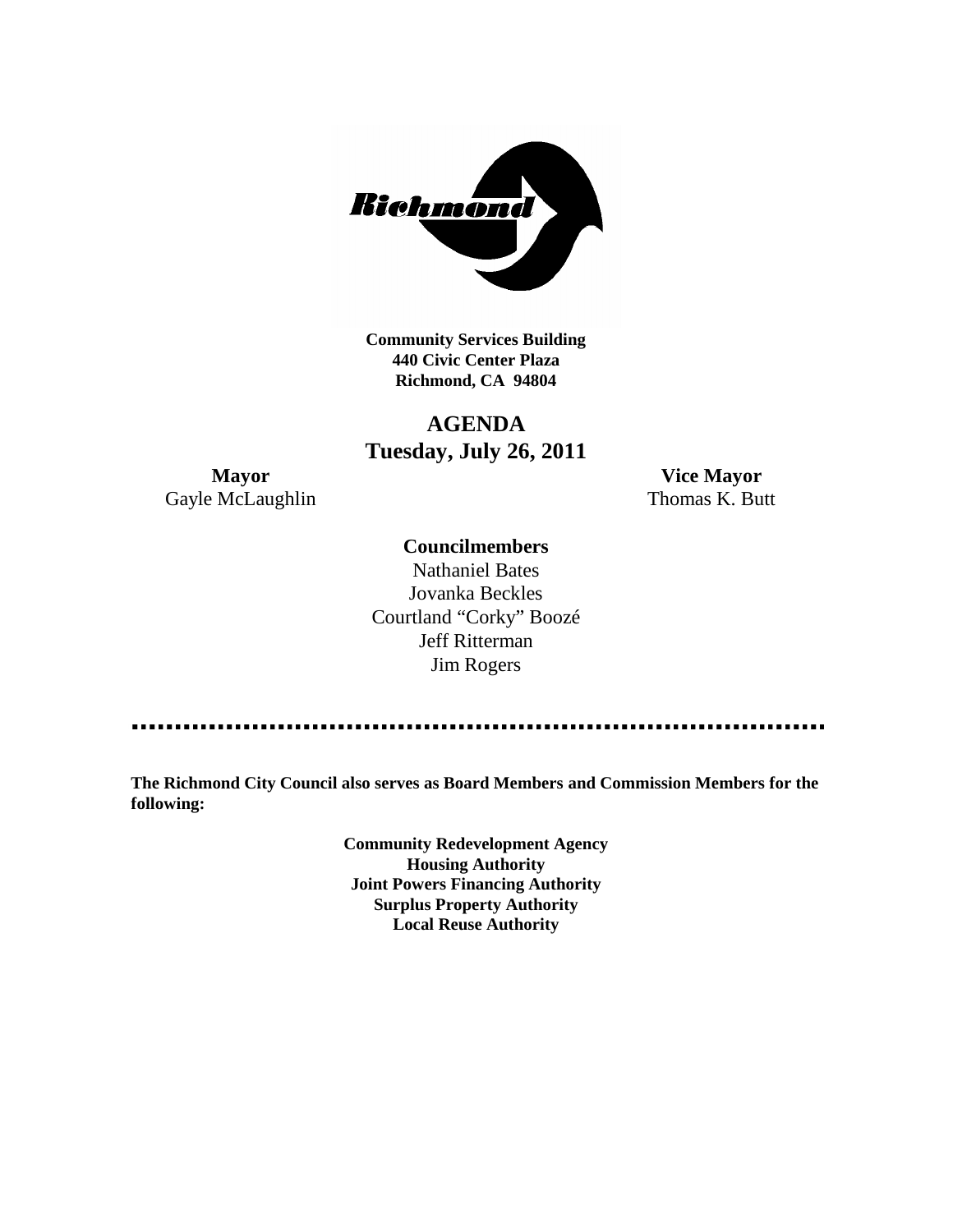**Community Services Building**
**440 Civic Center Plaza**
**Richmond, CA 94804**

# AGENDA
## Tuesday, July 26, 2011

**Mayor**
Gayle McLaughlin

**Vice Mayor**
Thomas K. Butt

**Councilmembers**

Nathaniel Bates
Jovanka Beckles
Courtland "Corky" Boozé
Jeff Ritterman
Jim Rogers

**The Richmond City Council also serves as Board Members and Commission Members for the following:**

**Community Redevelopment Agency**
**Housing Authority**
**Joint Powers Financing Authority**
**Surplus Property Authority**
**Local Reuse Authority**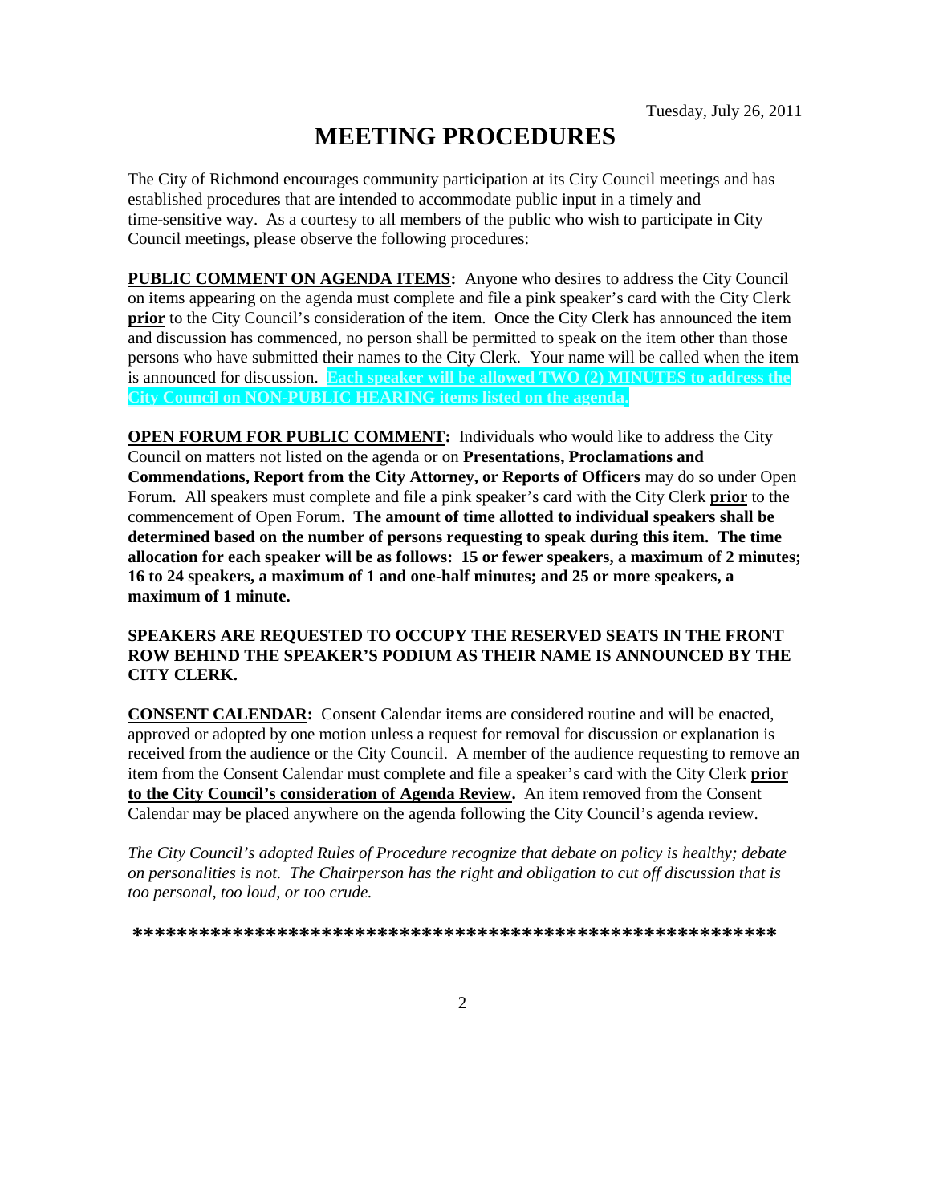Tuesday, July 26, 2011

# MEETING PROCEDURES

The City of Richmond encourages community participation at its City Council meetings and has established procedures that are intended to accommodate public input in a timely and time-sensitive way. As a courtesy to all members of the public who wish to participate in City Council meetings, please observe the following procedures:

**PUBLIC COMMENT ON AGENDA ITEMS:** Anyone who desires to address the City Council on items appearing on the agenda must complete and file a pink speaker's card with the City Clerk **prior** to the City Council's consideration of the item. Once the City Clerk has announced the item and discussion has commenced, no person shall be permitted to speak on the item other than those persons who have submitted their names to the City Clerk. Your name will be called when the item is announced for discussion. **Each speaker will be allowed TWO (2) MINUTES to address the City Council on NON-PUBLIC HEARING items listed on the agenda.**

**OPEN FORUM FOR PUBLIC COMMENT:** Individuals who would like to address the City Council on matters not listed on the agenda or on **Presentations, Proclamations and Commendations, Report from the City Attorney, or Reports of Officers** may do so under Open Forum. All speakers must complete and file a pink speaker's card with the City Clerk **prior** to the commencement of Open Forum. **The amount of time allotted to individual speakers shall be determined based on the number of persons requesting to speak during this item. The time allocation for each speaker will be as follows: 15 or fewer speakers, a maximum of 2 minutes; 16 to 24 speakers, a maximum of 1 and one-half minutes; and 25 or more speakers, a maximum of 1 minute.**

**SPEAKERS ARE REQUESTED TO OCCUPY THE RESERVED SEATS IN THE FRONT ROW BEHIND THE SPEAKER'S PODIUM AS THEIR NAME IS ANNOUNCED BY THE CITY CLERK.**

**CONSENT CALENDAR:** Consent Calendar items are considered routine and will be enacted, approved or adopted by one motion unless a request for removal for discussion or explanation is received from the audience or the City Council. A member of the audience requesting to remove an item from the Consent Calendar must complete and file a speaker's card with the City Clerk **prior to the City Council's consideration of Agenda Review.** An item removed from the Consent Calendar may be placed anywhere on the agenda following the City Council's agenda review.

*The City Council's adopted Rules of Procedure recognize that debate on policy is healthy; debate on personalities is not. The Chairperson has the right and obligation to cut off discussion that is too personal, too loud, or too crude.*

**\*\*\*\*\*\*\*\*\*\*\*\*\*\*\*\*\*\*\*\*\*\*\*\*\*\*\*\*\*\*\*\*\*\*\*\*\*\*\*\*\*\*\*\*\*\*\*\*\*\*\*\*\*\*\*\*\*\*\*\*\***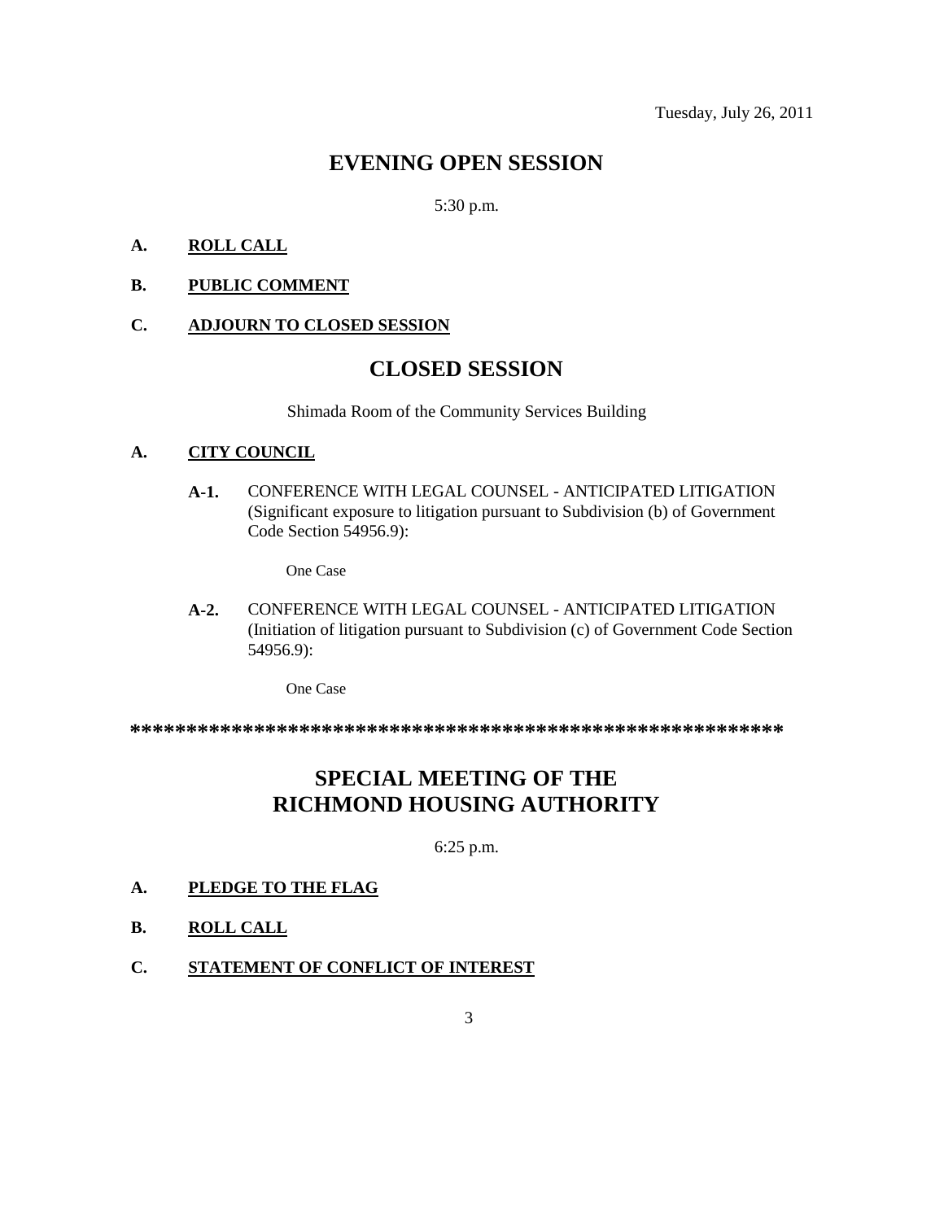Tuesday, July 26, 2011

# EVENING OPEN SESSION

5:30 p.m.

**A. ROLL CALL**

**B. PUBLIC COMMENT**

**C. ADJOURN TO CLOSED SESSION**

# CLOSED SESSION

Shimada Room of the Community Services Building

**A. CITY COUNCIL**

**A-1.** CONFERENCE WITH LEGAL COUNSEL - ANTICIPATED LITIGATION (Significant exposure to litigation pursuant to Subdivision (b) of Government Code Section 54956.9):

One Case

**A-2.** CONFERENCE WITH LEGAL COUNSEL - ANTICIPATED LITIGATION (Initiation of litigation pursuant to Subdivision (c) of Government Code Section 54956.9):

One Case

**********************************************************

# SPECIAL MEETING OF THE RICHMOND HOUSING AUTHORITY

6:25 p.m.

**A. PLEDGE TO THE FLAG**

**B. ROLL CALL**

**C. STATEMENT OF CONFLICT OF INTEREST**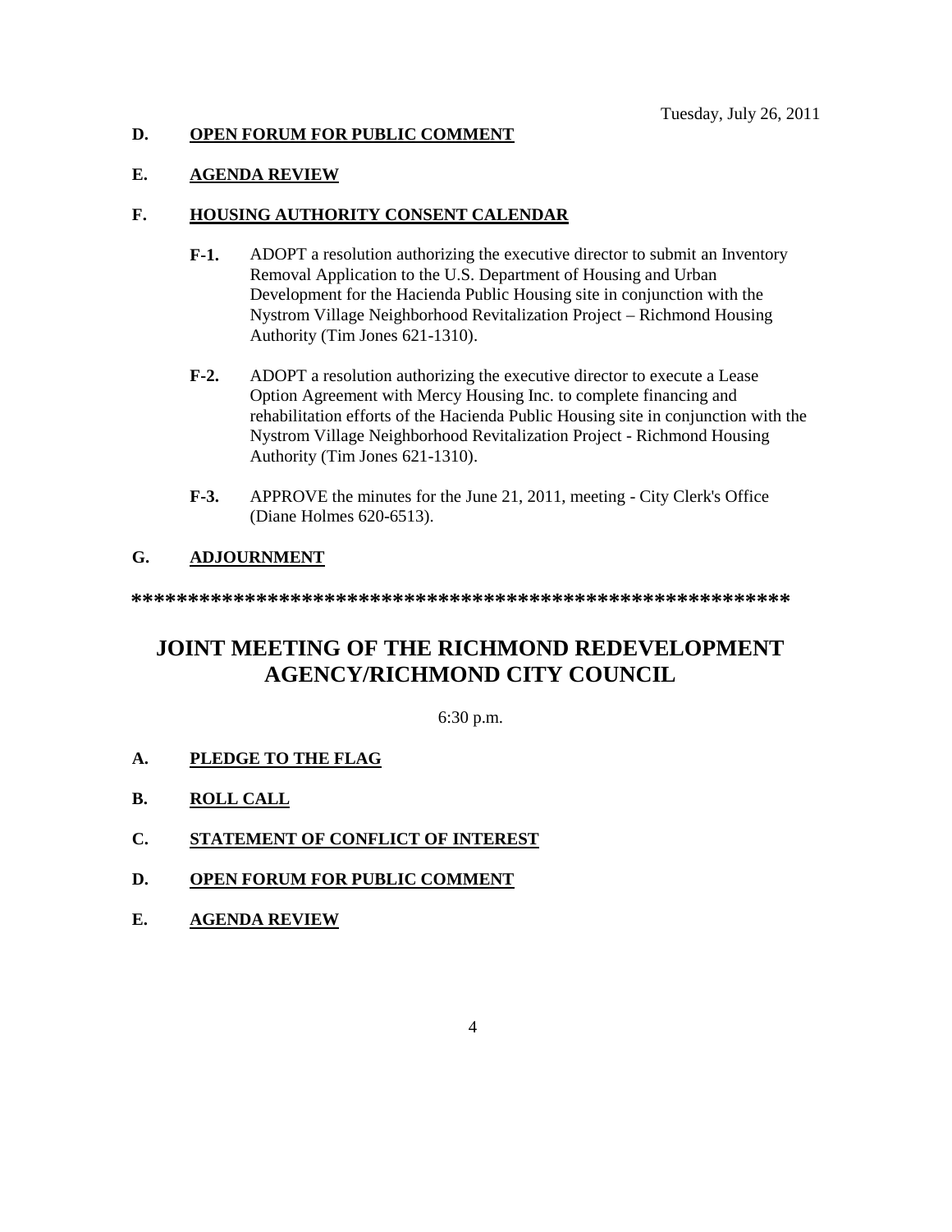Tuesday, July 26, 2011

**D. OPEN FORUM FOR PUBLIC COMMENT**

**E. AGENDA REVIEW**

**F. HOUSING AUTHORITY CONSENT CALENDAR**

**F-1.** ADOPT a resolution authorizing the executive director to submit an Inventory Removal Application to the U.S. Department of Housing and Urban Development for the Hacienda Public Housing site in conjunction with the Nystrom Village Neighborhood Revitalization Project – Richmond Housing Authority (Tim Jones 621-1310).

**F-2.** ADOPT a resolution authorizing the executive director to execute a Lease Option Agreement with Mercy Housing Inc. to complete financing and rehabilitation efforts of the Hacienda Public Housing site in conjunction with the Nystrom Village Neighborhood Revitalization Project - Richmond Housing Authority (Tim Jones 621-1310).

**F-3.** APPROVE the minutes for the June 21, 2011, meeting - City Clerk's Office (Diane Holmes 620-6513).

**G. ADJOURNMENT**

**********************************************************

# JOINT MEETING OF THE RICHMOND REDEVELOPMENT AGENCY/RICHMOND CITY COUNCIL

6:30 p.m.

**A. PLEDGE TO THE FLAG**

**B. ROLL CALL**

**C. STATEMENT OF CONFLICT OF INTEREST**

**D. OPEN FORUM FOR PUBLIC COMMENT**

**E. AGENDA REVIEW**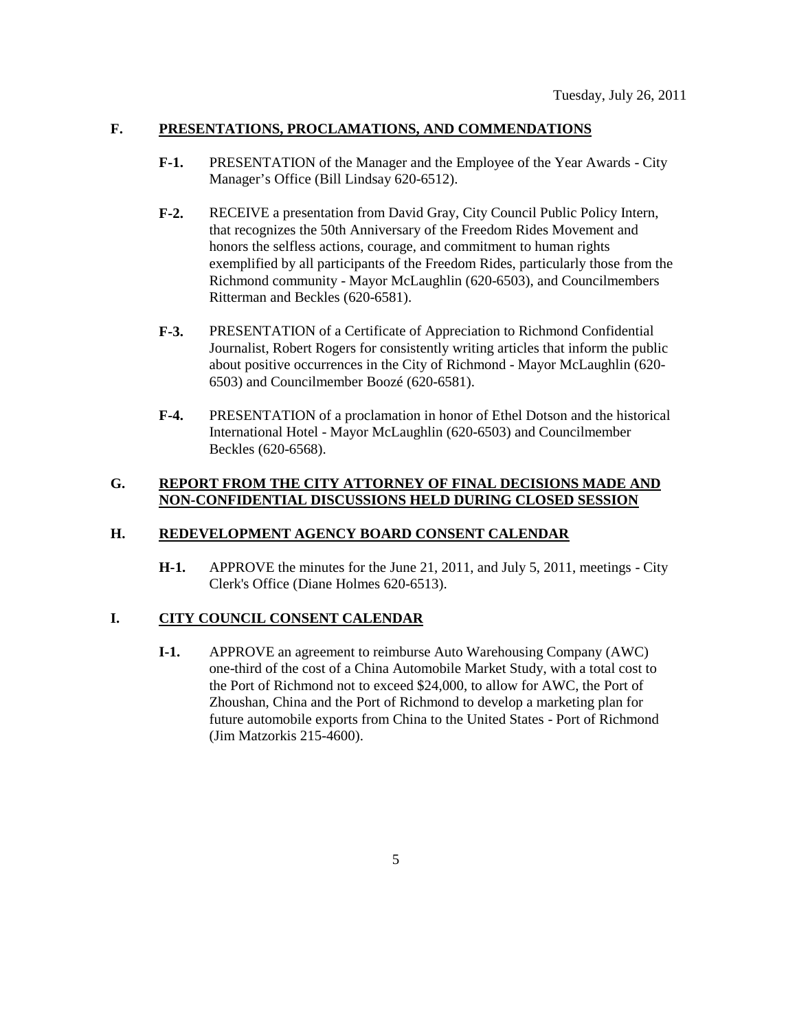## F. PRESENTATIONS, PROCLAMATIONS, AND COMMENDATIONS

**F-1.** PRESENTATION of the Manager and the Employee of the Year Awards - City Manager's Office (Bill Lindsay 620-6512).

**F-2.** RECEIVE a presentation from David Gray, City Council Public Policy Intern, that recognizes the 50th Anniversary of the Freedom Rides Movement and honors the selfless actions, courage, and commitment to human rights exemplified by all participants of the Freedom Rides, particularly those from the Richmond community - Mayor McLaughlin (620-6503), and Councilmembers Ritterman and Beckles (620-6581).

**F-3.** PRESENTATION of a Certificate of Appreciation to Richmond Confidential Journalist, Robert Rogers for consistently writing articles that inform the public about positive occurrences in the City of Richmond - Mayor McLaughlin (620-6503) and Councilmember Boozé (620-6581).

**F-4.** PRESENTATION of a proclamation in honor of Ethel Dotson and the historical International Hotel - Mayor McLaughlin (620-6503) and Councilmember Beckles (620-6568).

## G. REPORT FROM THE CITY ATTORNEY OF FINAL DECISIONS MADE AND NON-CONFIDENTIAL DISCUSSIONS HELD DURING CLOSED SESSION

## H. REDEVELOPMENT AGENCY BOARD CONSENT CALENDAR

**H-1.** APPROVE the minutes for the June 21, 2011, and July 5, 2011, meetings - City Clerk's Office (Diane Holmes 620-6513).

## I. CITY COUNCIL CONSENT CALENDAR

**I-1.** APPROVE an agreement to reimburse Auto Warehousing Company (AWC) one-third of the cost of a China Automobile Market Study, with a total cost to the Port of Richmond not to exceed $24,000, to allow for AWC, the Port of Zhoushan, China and the Port of Richmond to develop a marketing plan for future automobile exports from China to the United States - Port of Richmond (Jim Matzorkis 215-4600).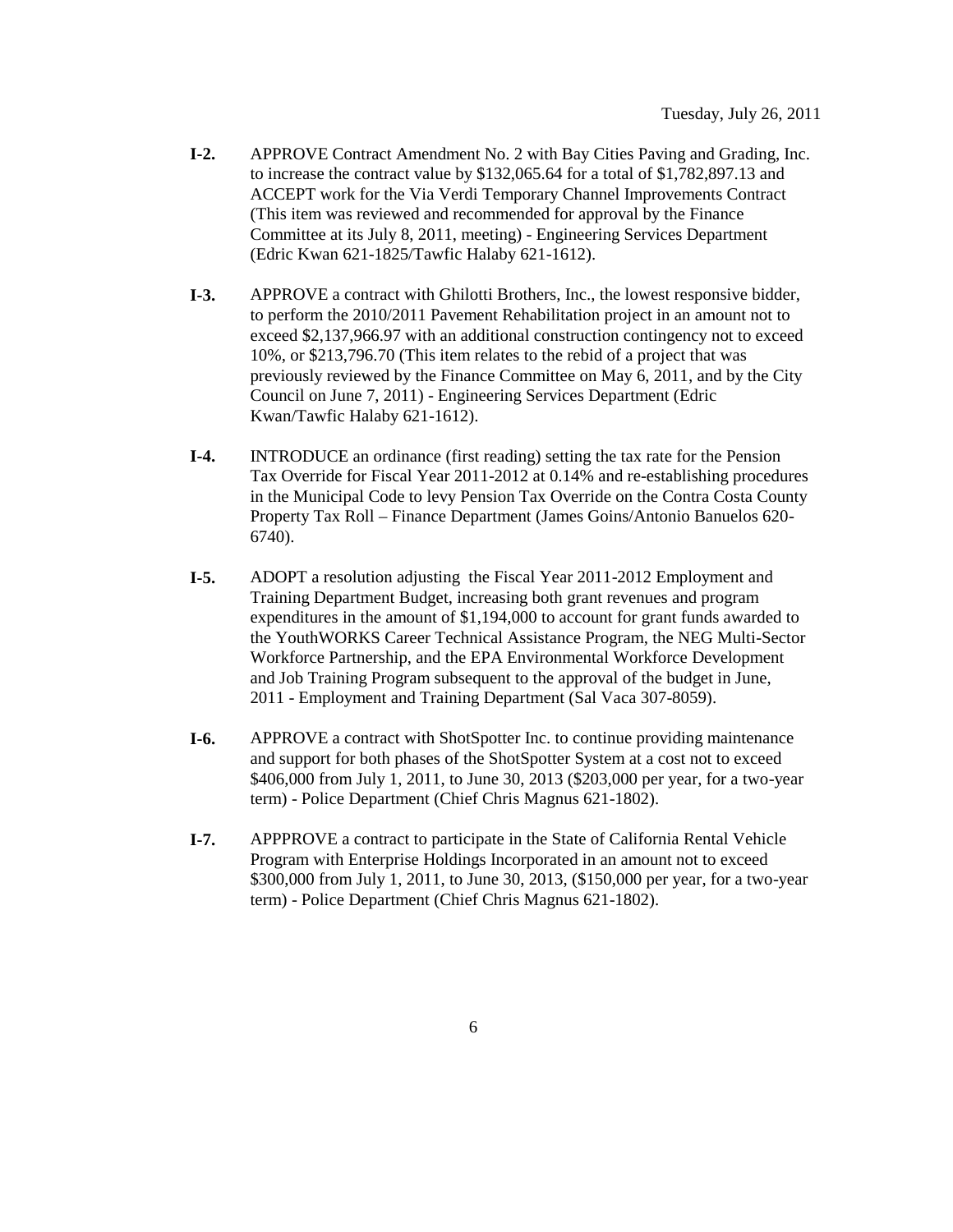**I-2.** APPROVE Contract Amendment No. 2 with Bay Cities Paving and Grading, Inc. to increase the contract value by $132,065.64 for a total of $1,782,897.13 and ACCEPT work for the Via Verdi Temporary Channel Improvements Contract (This item was reviewed and recommended for approval by the Finance Committee at its July 8, 2011, meeting) - Engineering Services Department (Edric Kwan 621-1825/Tawfic Halaby 621-1612).

**I-3.** APPROVE a contract with Ghilotti Brothers, Inc., the lowest responsive bidder, to perform the 2010/2011 Pavement Rehabilitation project in an amount not to exceed $2,137,966.97 with an additional construction contingency not to exceed 10%, or $213,796.70 (This item relates to the rebid of a project that was previously reviewed by the Finance Committee on May 6, 2011, and by the City Council on June 7, 2011) - Engineering Services Department (Edric Kwan/Tawfic Halaby 621-1612).

**I-4.** INTRODUCE an ordinance (first reading) setting the tax rate for the Pension Tax Override for Fiscal Year 2011-2012 at 0.14% and re-establishing procedures in the Municipal Code to levy Pension Tax Override on the Contra Costa County Property Tax Roll – Finance Department (James Goins/Antonio Banuelos 620-6740).

**I-5.** ADOPT a resolution adjusting the Fiscal Year 2011-2012 Employment and Training Department Budget, increasing both grant revenues and program expenditures in the amount of $1,194,000 to account for grant funds awarded to the YouthWORKS Career Technical Assistance Program, the NEG Multi-Sector Workforce Partnership, and the EPA Environmental Workforce Development and Job Training Program subsequent to the approval of the budget in June, 2011 - Employment and Training Department (Sal Vaca 307-8059).

**I-6.** APPROVE a contract with ShotSpotter Inc. to continue providing maintenance and support for both phases of the ShotSpotter System at a cost not to exceed $406,000 from July 1, 2011, to June 30, 2013 ($203,000 per year, for a two-year term) - Police Department (Chief Chris Magnus 621-1802).

**I-7.** APPPROVE a contract to participate in the State of California Rental Vehicle Program with Enterprise Holdings Incorporated in an amount not to exceed $300,000 from July 1, 2011, to June 30, 2013, ($150,000 per year, for a two-year term) - Police Department (Chief Chris Magnus 621-1802).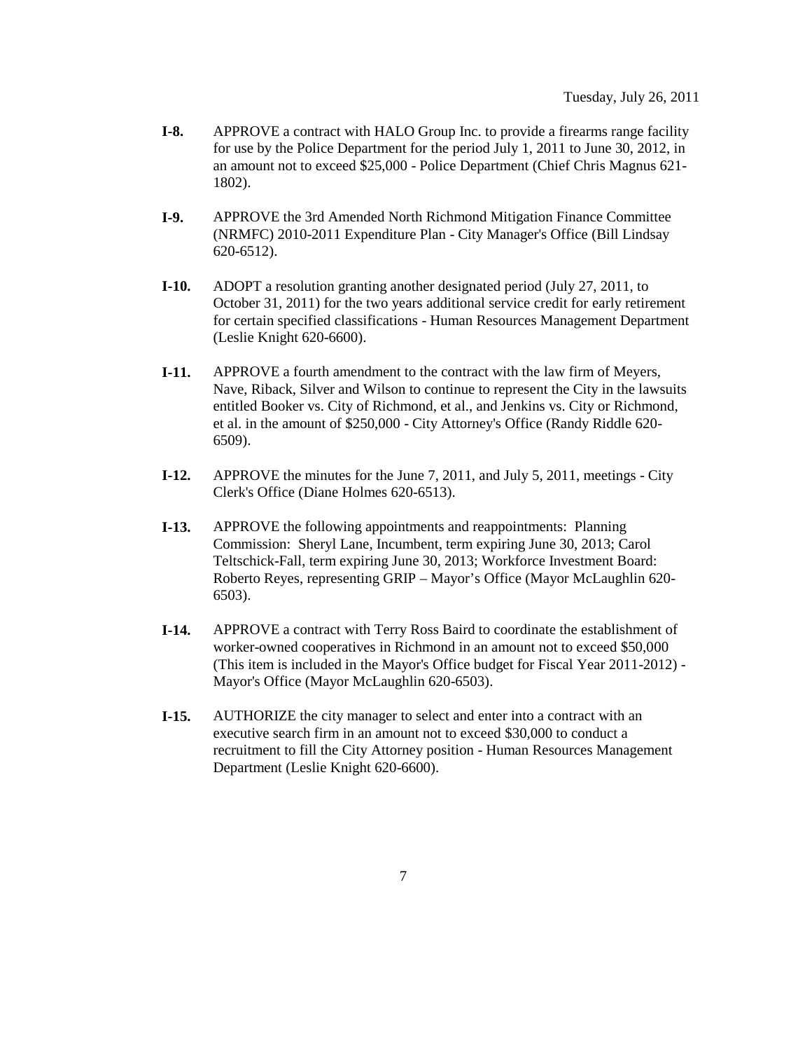**I-8.** APPROVE a contract with HALO Group Inc. to provide a firearms range facility for use by the Police Department for the period July 1, 2011 to June 30, 2012, in an amount not to exceed $25,000 - Police Department (Chief Chris Magnus 621-1802).

**I-9.** APPROVE the 3rd Amended North Richmond Mitigation Finance Committee (NRMFC) 2010-2011 Expenditure Plan - City Manager's Office (Bill Lindsay 620-6512).

**I-10.** ADOPT a resolution granting another designated period (July 27, 2011, to October 31, 2011) for the two years additional service credit for early retirement for certain specified classifications - Human Resources Management Department (Leslie Knight 620-6600).

**I-11.** APPROVE a fourth amendment to the contract with the law firm of Meyers, Nave, Riback, Silver and Wilson to continue to represent the City in the lawsuits entitled Booker vs. City of Richmond, et al., and Jenkins vs. City or Richmond, et al. in the amount of $250,000 - City Attorney's Office (Randy Riddle 620-6509).

**I-12.** APPROVE the minutes for the June 7, 2011, and July 5, 2011, meetings - City Clerk's Office (Diane Holmes 620-6513).

**I-13.** APPROVE the following appointments and reappointments: Planning Commission: Sheryl Lane, Incumbent, term expiring June 30, 2013; Carol Teltschick-Fall, term expiring June 30, 2013; Workforce Investment Board: Roberto Reyes, representing GRIP – Mayor's Office (Mayor McLaughlin 620-6503).

**I-14.** APPROVE a contract with Terry Ross Baird to coordinate the establishment of worker-owned cooperatives in Richmond in an amount not to exceed $50,000 (This item is included in the Mayor's Office budget for Fiscal Year 2011-2012) - Mayor's Office (Mayor McLaughlin 620-6503).

**I-15.** AUTHORIZE the city manager to select and enter into a contract with an executive search firm in an amount not to exceed $30,000 to conduct a recruitment to fill the City Attorney position - Human Resources Management Department (Leslie Knight 620-6600).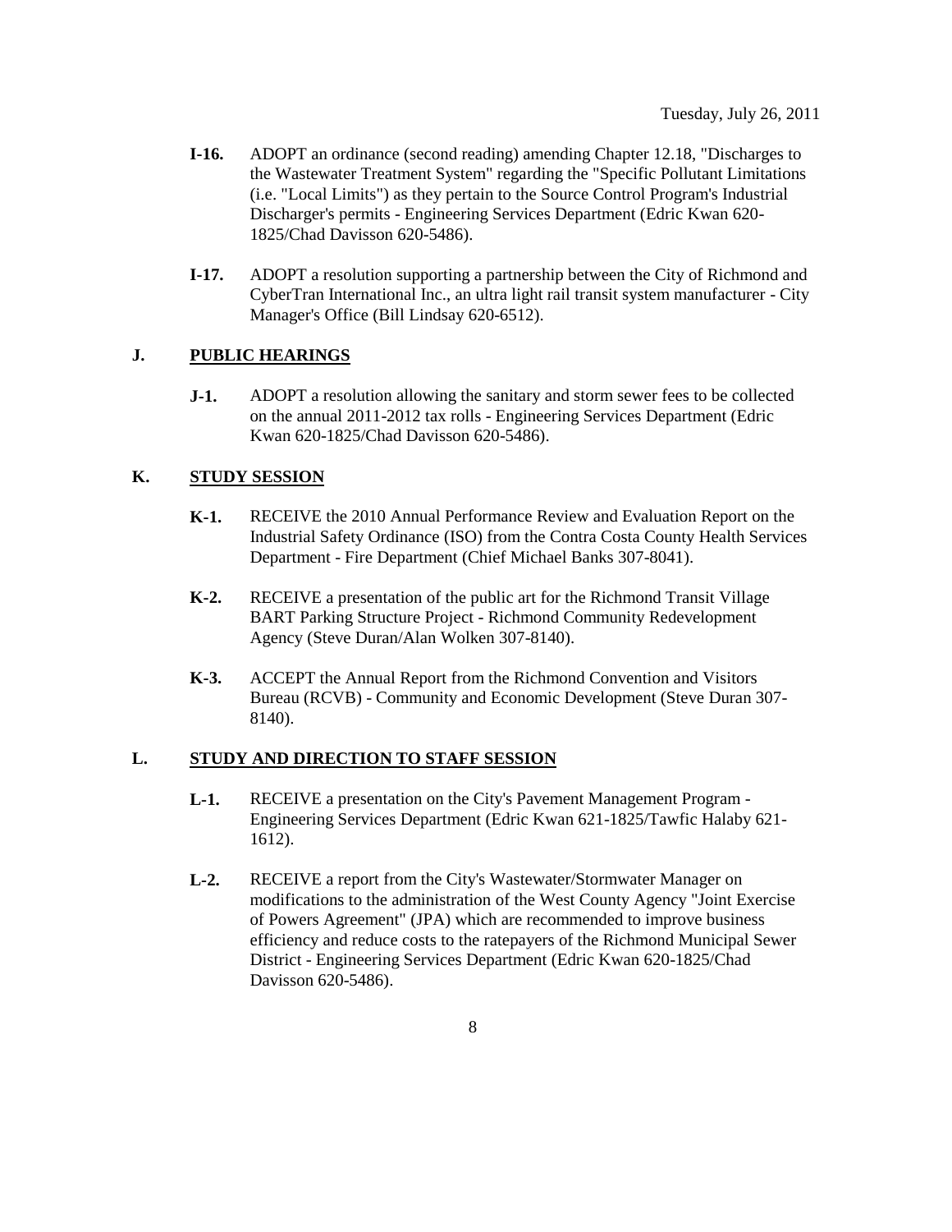- **I-16.** ADOPT an ordinance (second reading) amending Chapter 12.18, "Discharges to the Wastewater Treatment System" regarding the "Specific Pollutant Limitations (i.e. "Local Limits") as they pertain to the Source Control Program's Industrial Discharger's permits - Engineering Services Department (Edric Kwan 620-1825/Chad Davisson 620-5486).

- **I-17.** ADOPT a resolution supporting a partnership between the City of Richmond and CyberTran International Inc., an ultra light rail transit system manufacturer - City Manager's Office (Bill Lindsay 620-6512).

## J. PUBLIC HEARINGS

- **J-1.** ADOPT a resolution allowing the sanitary and storm sewer fees to be collected on the annual 2011-2012 tax rolls - Engineering Services Department (Edric Kwan 620-1825/Chad Davisson 620-5486).

## K. STUDY SESSION

- **K-1.** RECEIVE the 2010 Annual Performance Review and Evaluation Report on the Industrial Safety Ordinance (ISO) from the Contra Costa County Health Services Department - Fire Department (Chief Michael Banks 307-8041).

- **K-2.** RECEIVE a presentation of the public art for the Richmond Transit Village BART Parking Structure Project - Richmond Community Redevelopment Agency (Steve Duran/Alan Wolken 307-8140).

- **K-3.** ACCEPT the Annual Report from the Richmond Convention and Visitors Bureau (RCVB) - Community and Economic Development (Steve Duran 307-8140).

## L. STUDY AND DIRECTION TO STAFF SESSION

- **L-1.** RECEIVE a presentation on the City's Pavement Management Program - Engineering Services Department (Edric Kwan 621-1825/Tawfic Halaby 621-1612).

- **L-2.** RECEIVE a report from the City's Wastewater/Stormwater Manager on modifications to the administration of the West County Agency "Joint Exercise of Powers Agreement" (JPA) which are recommended to improve business efficiency and reduce costs to the ratepayers of the Richmond Municipal Sewer District - Engineering Services Department (Edric Kwan 620-1825/Chad Davisson 620-5486).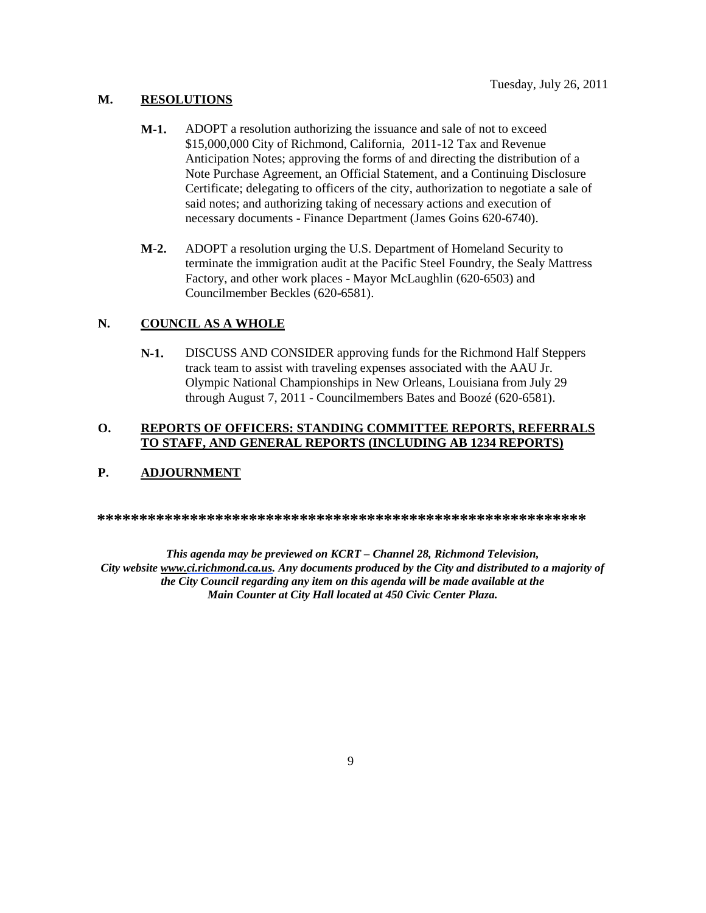Tuesday, July 26, 2011

## M. RESOLUTIONS

**M-1.** ADOPT a resolution authorizing the issuance and sale of not to exceed $15,000,000 City of Richmond, California, 2011-12 Tax and Revenue Anticipation Notes; approving the forms of and directing the distribution of a Note Purchase Agreement, an Official Statement, and a Continuing Disclosure Certificate; delegating to officers of the city, authorization to negotiate a sale of said notes; and authorizing taking of necessary actions and execution of necessary documents - Finance Department (James Goins 620-6740).

**M-2.** ADOPT a resolution urging the U.S. Department of Homeland Security to terminate the immigration audit at the Pacific Steel Foundry, the Sealy Mattress Factory, and other work places - Mayor McLaughlin (620-6503) and Councilmember Beckles (620-6581).

## N. COUNCIL AS A WHOLE

**N-1.** DISCUSS AND CONSIDER approving funds for the Richmond Half Steppers track team to assist with traveling expenses associated with the AAU Jr. Olympic National Championships in New Orleans, Louisiana from July 29 through August 7, 2011 - Councilmembers Bates and Boozé (620-6581).

## O. REPORTS OF OFFICERS: STANDING COMMITTEE REPORTS, REFERRALS TO STAFF, AND GENERAL REPORTS (INCLUDING AB 1234 REPORTS)

## P. ADJOURNMENT

**\*\*\*\*\*\*\*\*\*\*\*\*\*\*\*\*\*\*\*\*\*\*\*\*\*\*\*\*\*\*\*\*\*\*\*\*\*\*\*\*\*\*\*\*\*\*\*\*\*\*\*\*\*\*\*\*\*\*\*\*\*\***

***This agenda may be previewed on KCRT – Channel 28, Richmond Television, City website www.ci.richmond.ca.us. Any documents produced by the City and distributed to a majority of the City Council regarding any item on this agenda will be made available at the Main Counter at City Hall located at 450 Civic Center Plaza.***